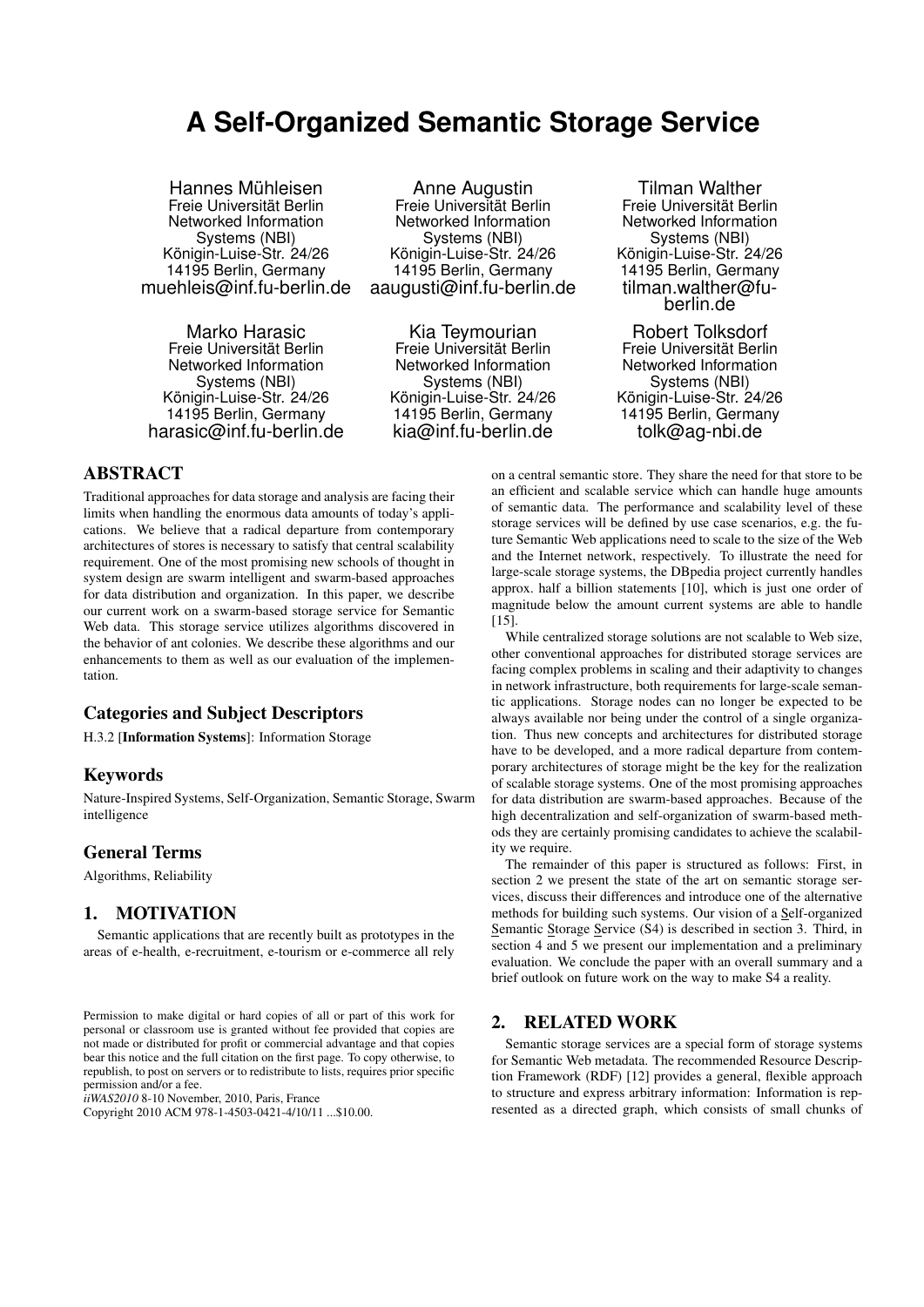# A Self-Organized Semantic Storage Service

Hannes Mühleisen
Freie Universität Berlin
Networked Information Systems (NBI)
Königin-Luise-Str. 24/26
14195 Berlin, Germany
muehleis@inf.fu-berlin.de

Anne Augustin
Freie Universität Berlin
Networked Information Systems (NBI)
Königin-Luise-Str. 24/26
14195 Berlin, Germany
aaugusti@inf.fu-berlin.de

Tilman Walther
Freie Universität Berlin
Networked Information Systems (NBI)
Königin-Luise-Str. 24/26
14195 Berlin, Germany
tilman.walther@fu-berlin.de

Marko Harasic
Freie Universität Berlin
Networked Information Systems (NBI)
Königin-Luise-Str. 24/26
14195 Berlin, Germany
harasic@inf.fu-berlin.de

Kia Teymourian
Freie Universität Berlin
Networked Information Systems (NBI)
Königin-Luise-Str. 24/26
14195 Berlin, Germany
kia@inf.fu-berlin.de

Robert Tolksdorf
Freie Universität Berlin
Networked Information Systems (NBI)
Königin-Luise-Str. 24/26
14195 Berlin, Germany
tolk@ag-nbi.de

## ABSTRACT

Traditional approaches for data storage and analysis are facing their limits when handling the enormous data amounts of today's applications. We believe that a radical departure from contemporary architectures of stores is necessary to satisfy that central scalability requirement. One of the most promising new schools of thought in system design are swarm intelligent and swarm-based approaches for data distribution and organization. In this paper, we describe our current work on a swarm-based storage service for Semantic Web data. This storage service utilizes algorithms discovered in the behavior of ant colonies. We describe these algorithms and our enhancements to them as well as our evaluation of the implementation.

## Categories and Subject Descriptors

H.3.2 [**Information Systems**]: Information Storage

## Keywords

Nature-Inspired Systems, Self-Organization, Semantic Storage, Swarm intelligence

## General Terms

Algorithms, Reliability

## 1. MOTIVATION

Semantic applications that are recently built as prototypes in the areas of e-health, e-recruitment, e-tourism or e-commerce all rely on a central semantic store. They share the need for that store to be an efficient and scalable service which can handle huge amounts of semantic data. The performance and scalability level of these storage services will be defined by use case scenarios, e.g. the future Semantic Web applications need to scale to the size of the Web and the Internet network, respectively. To illustrate the need for large-scale storage systems, the DBpedia project currently handles approx. half a billion statements [10], which is just one order of magnitude below the amount current systems are able to handle [15].

While centralized storage solutions are not scalable to Web size, other conventional approaches for distributed storage services are facing complex problems in scaling and their adaptivity to changes in network infrastructure, both requirements for large-scale semantic applications. Storage nodes can no longer be expected to be always available nor being under the control of a single organization. Thus new concepts and architectures for distributed storage have to be developed, and a more radical departure from contemporary architectures of storage might be the key for the realization of scalable storage systems. One of the most promising approaches for data distribution are swarm-based approaches. Because of the high decentralization and self-organization of swarm-based methods they are certainly promising candidates to achieve the scalability we require.

The remainder of this paper is structured as follows: First, in section 2 we present the state of the art on semantic storage services, discuss their differences and introduce one of the alternative methods for building such systems. Our vision of a Self-organized Semantic Storage Service (S4) is described in section 3. Third, in section 4 and 5 we present our implementation and a preliminary evaluation. We conclude the paper with an overall summary and a brief outlook on future work on the way to make S4 a reality.

## 2. RELATED WORK

Semantic storage services are a special form of storage systems for Semantic Web metadata. The recommended Resource Description Framework (RDF) [12] provides a general, flexible approach to structure and express arbitrary information: Information is represented as a directed graph, which consists of small chunks of

Permission to make digital or hard copies of all or part of this work for personal or classroom use is granted without fee provided that copies are not made or distributed for profit or commercial advantage and that copies bear this notice and the full citation on the first page. To copy otherwise, to republish, to post on servers or to redistribute to lists, requires prior specific permission and/or a fee.
*iiWAS2010* 8-10 November, 2010, Paris, France
Copyright 2010 ACM 978-1-4503-0421-4/10/11 ...$10.00.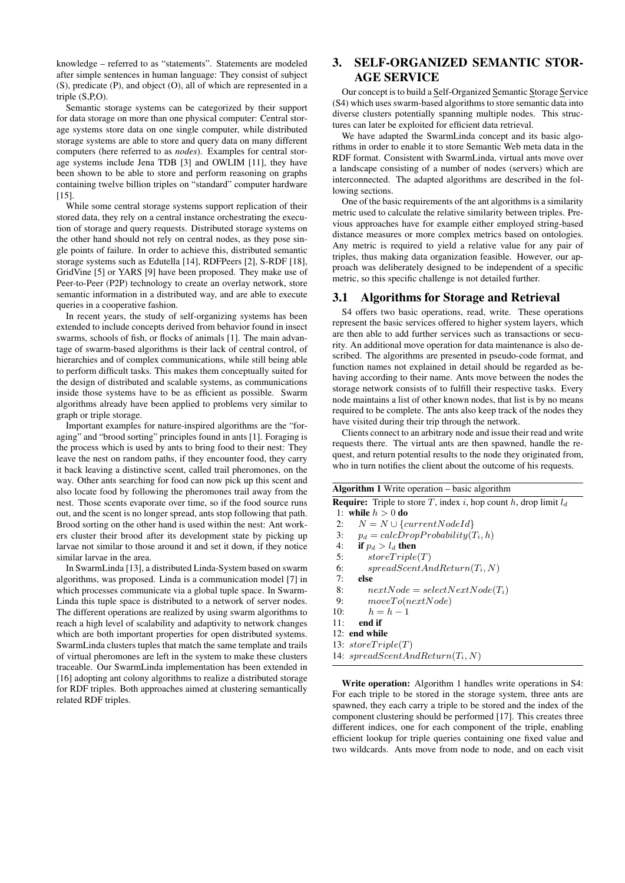knowledge – referred to as "statements". Statements are modeled after simple sentences in human language: They consist of subject (S), predicate (P), and object (O), all of which are represented in a triple (S,P,O).

Semantic storage systems can be categorized by their support for data storage on more than one physical computer: Central storage systems store data on one single computer, while distributed storage systems are able to store and query data on many different computers (here referred to as *nodes*). Examples for central storage systems include Jena TDB [3] and OWLIM [11], they have been shown to be able to store and perform reasoning on graphs containing twelve billion triples on "standard" computer hardware [15].

While some central storage systems support replication of their stored data, they rely on a central instance orchestrating the execution of storage and query requests. Distributed storage systems on the other hand should not rely on central nodes, as they pose single points of failure. In order to achieve this, distributed semantic storage systems such as Edutella [14], RDFPeers [2], S-RDF [18], GridVine [5] or YARS [9] have been proposed. They make use of Peer-to-Peer (P2P) technology to create an overlay network, store semantic information in a distributed way, and are able to execute queries in a cooperative fashion.

In recent years, the study of self-organizing systems has been extended to include concepts derived from behavior found in insect swarms, schools of fish, or flocks of animals [1]. The main advantage of swarm-based algorithms is their lack of central control, of hierarchies and of complex communications, while still being able to perform difficult tasks. This makes them conceptually suited for the design of distributed and scalable systems, as communications inside those systems have to be as efficient as possible. Swarm algorithms already have been applied to problems very similar to graph or triple storage.

Important examples for nature-inspired algorithms are the "foraging" and "brood sorting" principles found in ants [1]. Foraging is the process which is used by ants to bring food to their nest: They leave the nest on random paths, if they encounter food, they carry it back leaving a distinctive scent, called trail pheromones, on the way. Other ants searching for food can now pick up this scent and also locate food by following the pheromones trail away from the nest. Those scents evaporate over time, so if the food source runs out, and the scent is no longer spread, ants stop following that path. Brood sorting on the other hand is used within the nest: Ant workers cluster their brood after its development state by picking up larvae not similar to those around it and set it down, if they notice similar larvae in the area.

In SwarmLinda [13], a distributed Linda-System based on swarm algorithms, was proposed. Linda is a communication model [7] in which processes communicate via a global tuple space. In SwarmLinda this tuple space is distributed to a network of server nodes. The different operations are realized by using swarm algorithms to reach a high level of scalability and adaptivity to network changes which are both important properties for open distributed systems. SwarmLinda clusters tuples that match the same template and trails of virtual pheromones are left in the system to make these clusters traceable. Our SwarmLinda implementation has been extended in [16] adopting ant colony algorithms to realize a distributed storage for RDF triples. Both approaches aimed at clustering semantically related RDF triples.

# 3. SELF-ORGANIZED SEMANTIC STORAGE SERVICE

Our concept is to build a Self-Organized Semantic Storage Service (S4) which uses swarm-based algorithms to store semantic data into diverse clusters potentially spanning multiple nodes. This structures can later be exploited for efficient data retrieval.

We have adapted the SwarmLinda concept and its basic algorithms in order to enable it to store Semantic Web meta data in the RDF format. Consistent with SwarmLinda, virtual ants move over a landscape consisting of a number of nodes (servers) which are interconnected. The adapted algorithms are described in the following sections.

One of the basic requirements of the ant algorithms is a similarity metric used to calculate the relative similarity between triples. Previous approaches have for example either employed string-based distance measures or more complex metrics based on ontologies. Any metric is required to yield a relative value for any pair of triples, thus making data organization feasible. However, our approach was deliberately designed to be independent of a specific metric, so this specific challenge is not detailed further.

## 3.1 Algorithms for Storage and Retrieval

S4 offers two basic operations, read, write. These operations represent the basic services offered to higher system layers, which are then able to add further services such as transactions or security. An additional move operation for data maintenance is also described. The algorithms are presented in pseudo-code format, and function names not explained in detail should be regarded as behaving according to their name. Ants move between the nodes the storage network consists of to fulfill their respective tasks. Every node maintains a list of other known nodes, that list is by no means required to be complete. The ants also keep track of the nodes they have visited during their trip through the network.

Clients connect to an arbitrary node and issue their read and write requests there. The virtual ants are then spawned, handle the request, and return potential results to the node they originated from, who in turn notifies the client about the outcome of his requests.

**Algorithm 1** Write operation – basic algorithm

**Require:** Triple to store $T$, index $i$, hop count $h$, drop limit $l_d$

1: **while** $h > 0$ **do**
2: $\quad N = N \cup \{currentNodeId\}$
3: $\quad p_d = calcDropProbability(T_i, h)$
4: $\quad$ **if** $p_d > l_d$ **then**
5: $\quad\quad storeTriple(T)$
6: $\quad\quad spreadScentAndReturn(T_i, N)$
7: $\quad$ **else**
8: $\quad\quad nextNode = selectNextNode(T_i)$
9: $\quad\quad moveTo(nextNode)$
10: $\quad\quad h = h - 1$
11: $\quad$ **end if**
12: **end while**
13: $storeTriple(T)$
14: $spreadScentAndReturn(T_i, N)$

**Write operation:** Algorithm 1 handles write operations in S4: For each triple to be stored in the storage system, three ants are spawned, they each carry a triple to be stored and the index of the component clustering should be performed [17]. This creates three different indices, one for each component of the triple, enabling efficient lookup for triple queries containing one fixed value and two wildcards. Ants move from node to node, and on each visit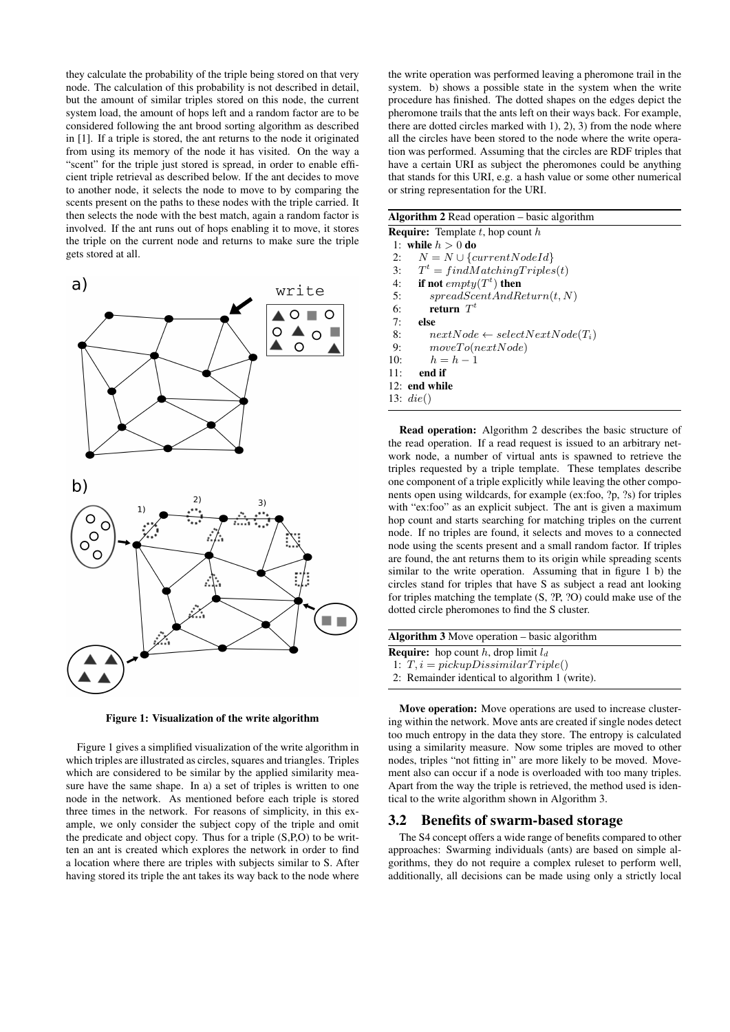they calculate the probability of the triple being stored on that very node. The calculation of this probability is not described in detail, but the amount of similar triples stored on this node, the current system load, the amount of hops left and a random factor are to be considered following the ant brood sorting algorithm as described in [1]. If a triple is stored, the ant returns to the node it originated from using its memory of the node it has visited. On the way a "scent" for the triple just stored is spread, in order to enable efficient triple retrieval as described below. If the ant decides to move to another node, it selects the node to move to by comparing the scents present on the paths to these nodes with the triple carried. It then selects the node with the best match, again a random factor is involved. If the ant runs out of hops enabling it to move, it stores the triple on the current node and returns to make sure the triple gets stored at all.

a)

write

b)

1)

2)

3)

**Figure 1: Visualization of the write algorithm**

Figure 1 gives a simplified visualization of the write algorithm in which triples are illustrated as circles, squares and triangles. Triples which are considered to be similar by the applied similarity measure have the same shape. In a) a set of triples is written to one node in the network. As mentioned before each triple is stored three times in the network. For reasons of simplicity, in this example, we only consider the subject copy of the triple and omit the predicate and object copy. Thus for a triple (S,P,O) to be written an ant is created which explores the network in order to find a location where there are triples with subjects similar to S. After having stored its triple the ant takes its way back to the node where the write operation was performed leaving a pheromone trail in the system. b) shows a possible state in the system when the write procedure has finished. The dotted shapes on the edges depict the pheromone trails that the ants left on their ways back. For example, there are dotted circles marked with 1), 2), 3) from the node where all the circles have been stored to the node where the write operation was performed. Assuming that the circles are RDF triples that have a certain URI as subject the pheromones could be anything that stands for this URI, e.g. a hash value or some other numerical or string representation for the URI.

**Algorithm 2** Read operation – basic algorithm

**Require:** Template $t$, hop count $h$
1: **while** $h > 0$ **do**
2: $\quad N = N \cup \{currentNodeId\}$
3: $\quad T^t = findMatchingTriples(t)$
4: $\quad$ **if not** $empty(T^t)$ **then**
5: $\quad\quad spreadScentAndReturn(t, N)$
6: $\quad\quad$ **return** $T^t$
7: $\quad$ **else**
8: $\quad\quad nextNode \leftarrow selectNextNode(T_i)$
9: $\quad\quad moveTo(nextNode)$
10: $\quad\quad h = h - 1$
11: $\quad$ **end if**
12: **end while**
13: $die()$

**Read operation:** Algorithm 2 describes the basic structure of the read operation. If a read request is issued to an arbitrary network node, a number of virtual ants is spawned to retrieve the triples requested by a triple template. These templates describe one component of a triple explicitly while leaving the other components open using wildcards, for example (ex:foo, ?p, ?s) for triples with "ex:foo" as an explicit subject. The ant is given a maximum hop count and starts searching for matching triples on the current node. If no triples are found, it selects and moves to a connected node using the scents present and a small random factor. If triples are found, the ant returns them to its origin while spreading scents similar to the write operation. Assuming that in figure 1 b) the circles stand for triples that have S as subject a read ant looking for triples matching the template (S, ?P, ?O) could make use of the dotted circle pheromones to find the S cluster.

**Algorithm 3** Move operation – basic algorithm

**Require:** hop count $h$, drop limit $l_d$
1: $T, i = pickupDissimilarTriple()$
2: Remainder identical to algorithm 1 (write).

**Move operation:** Move operations are used to increase clustering within the network. Move ants are created if single nodes detect too much entropy in the data they store. The entropy is calculated using a similarity measure. Now some triples are moved to other nodes, triples "not fitting in" are more likely to be moved. Movement also can occur if a node is overloaded with too many triples. Apart from the way the triple is retrieved, the method used is identical to the write algorithm shown in Algorithm 3.

## 3.2 Benefits of swarm-based storage

The S4 concept offers a wide range of benefits compared to other approaches: Swarming individuals (ants) are based on simple algorithms, they do not require a complex ruleset to perform well, additionally, all decisions can be made using only a strictly local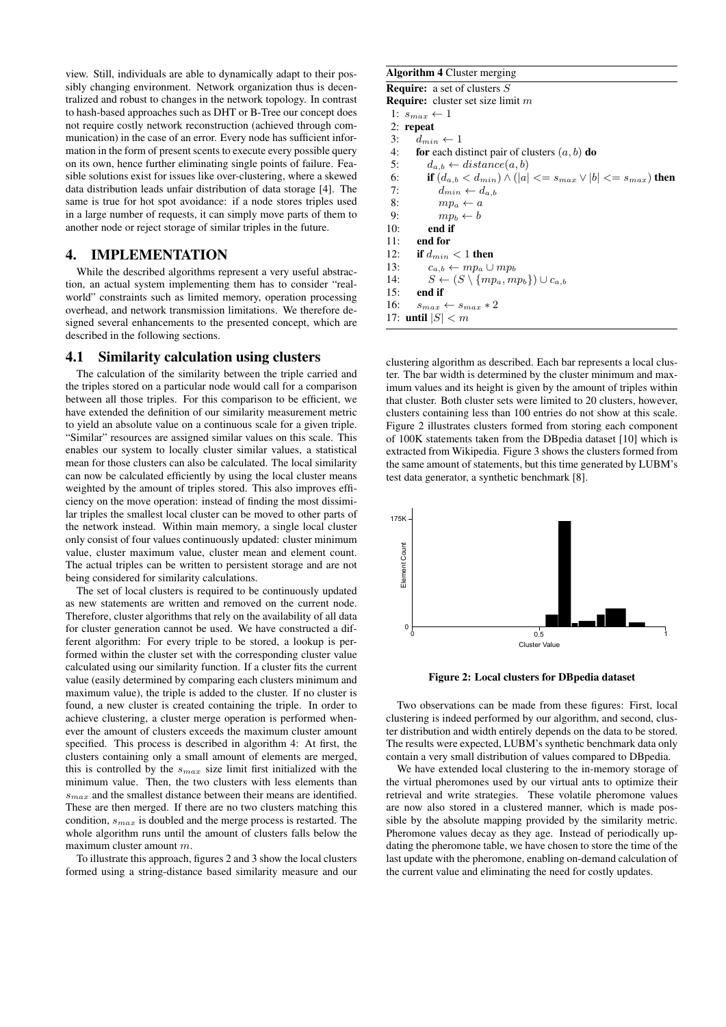view. Still, individuals are able to dynamically adapt to their possibly changing environment. Network organization thus is decentralized and robust to changes in the network topology. In contrast to hash-based approaches such as DHT or B-Tree our concept does not require costly network reconstruction (achieved through communication) in the case of an error. Every node has sufficient information in the form of present scents to execute every possible query on its own, hence further eliminating single points of failure. Feasible solutions exist for issues like over-clustering, where a skewed data distribution leads unfair distribution of data storage [4]. The same is true for hot spot avoidance: if a node stores triples used in a large number of requests, it can simply move parts of them to another node or reject storage of similar triples in the future.

## 4. IMPLEMENTATION

While the described algorithms represent a very useful abstraction, an actual system implementing them has to consider "real-world" constraints such as limited memory, operation processing overhead, and network transmission limitations. We therefore designed several enhancements to the presented concept, which are described in the following sections.

### 4.1 Similarity calculation using clusters

The calculation of the similarity between the triple carried and the triples stored on a particular node would call for a comparison between all those triples. For this comparison to be efficient, we have extended the definition of our similarity measurement metric to yield an absolute value on a continuous scale for a given triple. "Similar" resources are assigned similar values on this scale. This enables our system to locally cluster similar values, a statistical mean for those clusters can also be calculated. The local similarity can now be calculated efficiently by using the local cluster means weighted by the amount of triples stored. This also improves efficiency on the move operation: instead of finding the most dissimilar triples the smallest local cluster can be moved to other parts of the network instead. Within main memory, a single local cluster only consist of four values continuously updated: cluster minimum value, cluster maximum value, cluster mean and element count. The actual triples can be written to persistent storage and are not being considered for similarity calculations.

The set of local clusters is required to be continuously updated as new statements are written and removed on the current node. Therefore, cluster algorithms that rely on the availability of all data for cluster generation cannot be used. We have constructed a different algorithm: For every triple to be stored, a lookup is performed within the cluster set with the corresponding cluster value calculated using our similarity function. If a cluster fits the current value (easily determined by comparing each clusters minimum and maximum value), the triple is added to the cluster. If no cluster is found, a new cluster is created containing the triple. In order to achieve clustering, a cluster merge operation is performed whenever the amount of clusters exceeds the maximum cluster amount specified. This process is described in algorithm 4: At first, the clusters containing only a small amount of elements are merged, this is controlled by the $s_{max}$ size limit first initialized with the minimum value. Then, the two clusters with less elements than $s_{max}$ and the smallest distance between their means are identified. These are then merged. If there are no two clusters matching this condition, $s_{max}$ is doubled and the merge process is restarted. The whole algorithm runs until the amount of clusters falls below the maximum cluster amount $m$.

To illustrate this approach, figures 2 and 3 show the local clusters formed using a string-distance based similarity measure and our clustering algorithm as described. Each bar represents a local cluster. The bar width is determined by the cluster minimum and maximum values and its height is given by the amount of triples within that cluster. Both cluster sets were limited to 20 clusters, however, clusters containing less than 100 entries do not show at this scale. Figure 2 illustrates clusters formed from storing each component of 100K statements taken from the DBpedia dataset [10] which is extracted from Wikipedia. Figure 3 shows the clusters formed from the same amount of statements, but this time generated by LUBM's test data generator, a synthetic benchmark [8].

**Algorithm 4** Cluster merging

**Require:** a set of clusters $S$
**Require:** cluster set size limit $m$

```
 1: s_max ← 1
 2: repeat
 3:   d_min ← 1
 4:   for each distinct pair of clusters (a, b) do
 5:     d_{a,b} ← distance(a, b)
 6:     if (d_{a,b} < d_min) ∧ (|a| <= s_max ∨ |b| <= s_max) then
 7:       d_min ← d_{a,b}
 8:       mp_a ← a
 9:       mp_b ← b
10:     end if
11:   end for
12:   if d_min < 1 then
13:     c_{a,b} ← mp_a ∪ mp_b
14:     S ← (S \ {mp_a, mp_b}) ∪ c_{a,b}
15:   end if
16:   s_max ← s_max * 2
17: until |S| < m
```

175K
Element Count
0
0
0.5
1
Cluster Value

**Figure 2: Local clusters for DBpedia dataset**

Two observations can be made from these figures: First, local clustering is indeed performed by our algorithm, and second, cluster distribution and width entirely depends on the data to be stored. The results were expected, LUBM's synthetic benchmark data only contain a very small distribution of values compared to DBpedia.

We have extended local clustering to the in-memory storage of the virtual pheromones used by our virtual ants to optimize their retrieval and write strategies. These volatile pheromone values are now also stored in a clustered manner, which is made possible by the absolute mapping provided by the similarity metric. Pheromone values decay as they age. Instead of periodically updating the pheromone table, we have chosen to store the time of the last update with the pheromone, enabling on-demand calculation of the current value and eliminating the need for costly updates.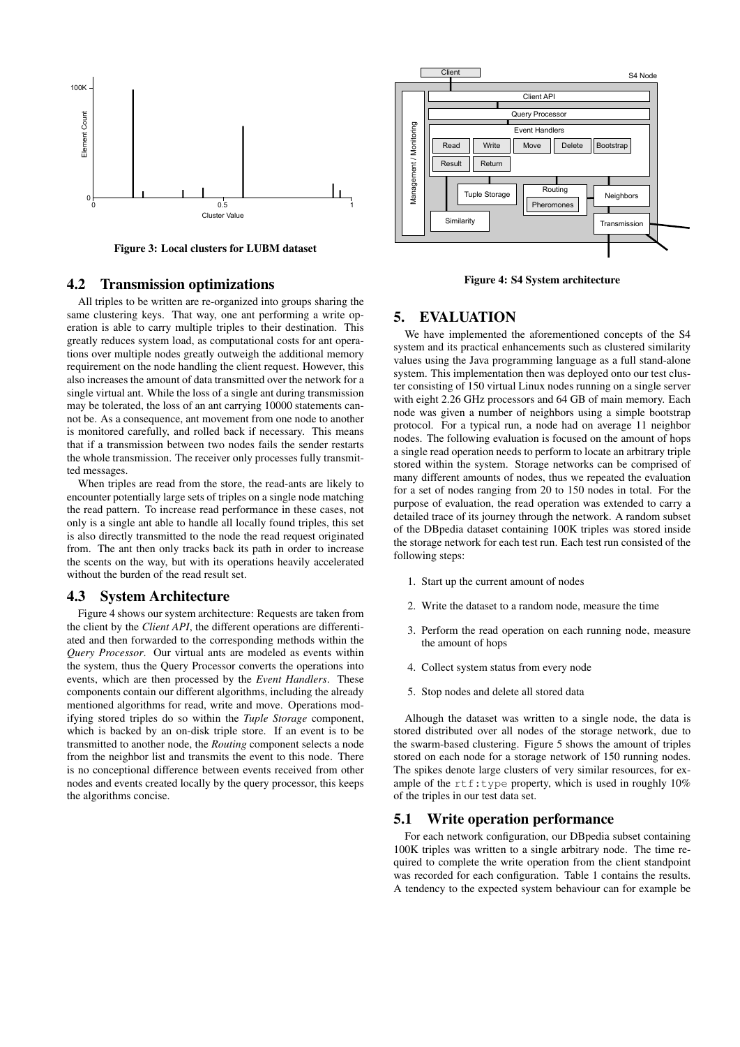100K

Element Count

0

0

0.5

1

Cluster Value

**Figure 3: Local clusters for LUBM dataset**

## 4.2 Transmission optimizations

All triples to be written are re-organized into groups sharing the same clustering keys. That way, one ant performing a write operation is able to carry multiple triples to their destination. This greatly reduces system load, as computational costs for ant operations over multiple nodes greatly outweigh the additional memory requirement on the node handling the client request. However, this also increases the amount of data transmitted over the network for a single virtual ant. While the loss of a single ant during transmission may be tolerated, the loss of an ant carrying 10000 statements cannot be. As a consequence, ant movement from one node to another is monitored carefully, and rolled back if necessary. This means that if a transmission between two nodes fails the sender restarts the whole transmission. The receiver only processes fully transmitted messages.

When triples are read from the store, the read-ants are likely to encounter potentially large sets of triples on a single node matching the read pattern. To increase read performance in these cases, not only is a single ant able to handle all locally found triples, this set is also directly transmitted to the node the read request originated from. The ant then only tracks back its path in order to increase the scents on the way, but with its operations heavily accelerated without the burden of the read result set.

## 4.3 System Architecture

Figure 4 shows our system architecture: Requests are taken from the client by the *Client API*, the different operations are differentiated and then forwarded to the corresponding methods within the *Query Processor*. Our virtual ants are modeled as events within the system, thus the Query Processor converts the operations into events, which are then processed by the *Event Handlers*. These components contain our different algorithms, including the already mentioned algorithms for read, write and move. Operations modifying stored triples do so within the *Tuple Storage* component, which is backed by an on-disk triple store. If an event is to be transmitted to another node, the *Routing* component selects a node from the neighbor list and transmits the event to this node. There is no conceptional difference between events received from other nodes and events created locally by the query processor, this keeps the algorithms concise.

Client

S4 Node

Client API

Query Processor

Event Handlers

Read

Write

Move

Delete

Bootstrap

Result

Return

Management / Monitoring

Tuple Storage

Routing

Pheromones

Neighbors

Similarity

Transmission

**Figure 4: S4 System architecture**

# 5. EVALUATION

We have implemented the aforementioned concepts of the S4 system and its practical enhancements such as clustered similarity values using the Java programming language as a full stand-alone system. This implementation then was deployed onto our test cluster consisting of 150 virtual Linux nodes running on a single server with eight 2.26 GHz processors and 64 GB of main memory. Each node was given a number of neighbors using a simple bootstrap protocol. For a typical run, a node had on average 11 neighbor nodes. The following evaluation is focused on the amount of hops a single read operation needs to perform to locate an arbitrary triple stored within the system. Storage networks can be comprised of many different amounts of nodes, thus we repeated the evaluation for a set of nodes ranging from 20 to 150 nodes in total. For the purpose of evaluation, the read operation was extended to carry a detailed trace of its journey through the network. A random subset of the DBpedia dataset containing 100K triples was stored inside the storage network for each test run. Each test run consisted of the following steps:

1. Start up the current amount of nodes
2. Write the dataset to a random node, measure the time
3. Perform the read operation on each running node, measure the amount of hops
4. Collect system status from every node
5. Stop nodes and delete all stored data

Alhough the dataset was written to a single node, the data is stored distributed over all nodes of the storage network, due to the swarm-based clustering. Figure 5 shows the amount of triples stored on each node for a storage network of 150 running nodes. The spikes denote large clusters of very similar resources, for example of the `rtf:type` property, which is used in roughly 10% of the triples in our test data set.

## 5.1 Write operation performance

For each network configuration, our DBpedia subset containing 100K triples was written to a single arbitrary node. The time required to complete the write operation from the client standpoint was recorded for each configuration. Table 1 contains the results. A tendency to the expected system behaviour can for example be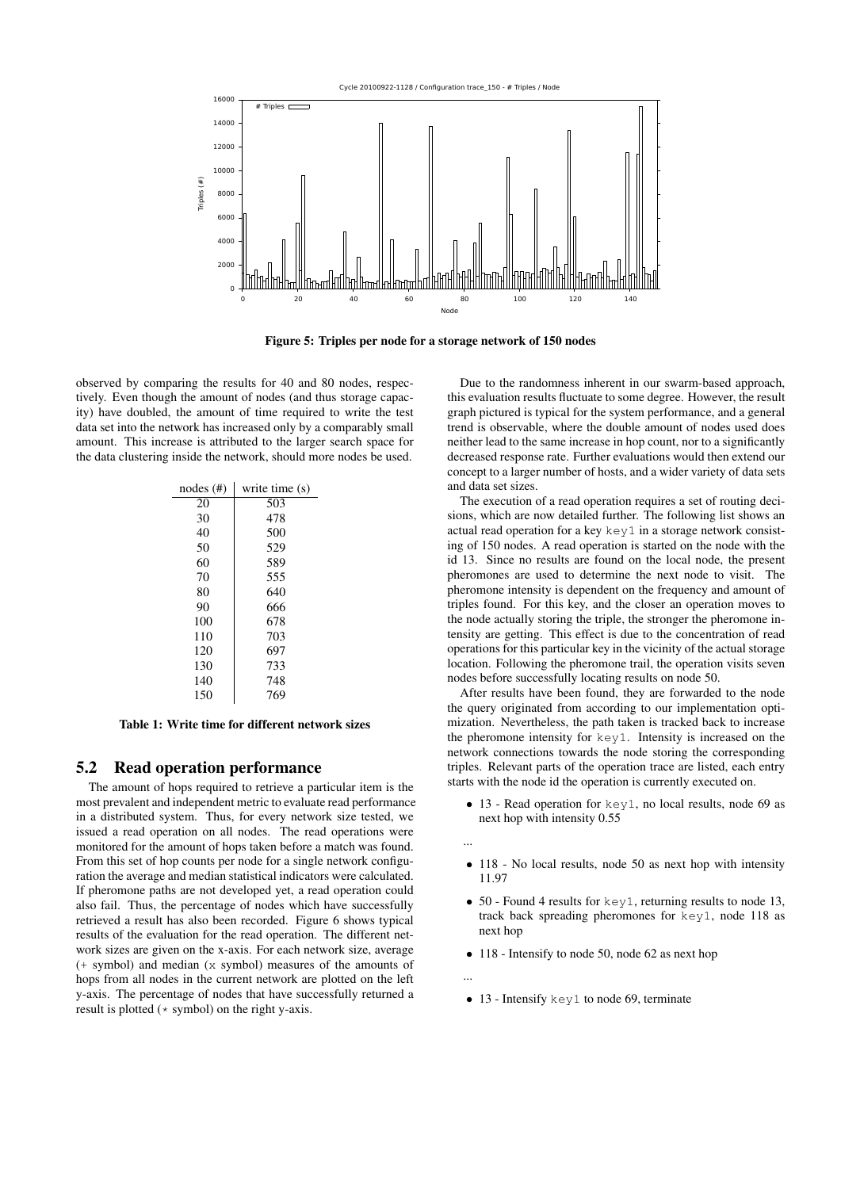Figure 5: Triples per node for a storage network of 150 nodes

observed by comparing the results for 40 and 80 nodes, respectively. Even though the amount of nodes (and thus storage capacity) have doubled, the amount of time required to write the test data set into the network has increased only by a comparably small amount. This increase is attributed to the larger search space for the data clustering inside the network, should more nodes be used.

| nodes (#) | write time (s) |
|---|---|
| 20 | 503 |
| 30 | 478 |
| 40 | 500 |
| 50 | 529 |
| 60 | 589 |
| 70 | 555 |
| 80 | 640 |
| 90 | 666 |
| 100 | 678 |
| 110 | 703 |
| 120 | 697 |
| 130 | 733 |
| 140 | 748 |
| 150 | 769 |

Table 1: Write time for different network sizes

## 5.2 Read operation performance

The amount of hops required to retrieve a particular item is the most prevalent and independent metric to evaluate read performance in a distributed system. Thus, for every network size tested, we issued a read operation on all nodes. The read operations were monitored for the amount of hops taken before a match was found. From this set of hop counts per node for a single network configuration the average and median statistical indicators were calculated. If pheromone paths are not developed yet, a read operation could also fail. Thus, the percentage of nodes which have successfully retrieved a result has also been recorded. Figure 6 shows typical results of the evaluation for the read operation. The different network sizes are given on the x-axis. For each network size, average (+ symbol) and median (x symbol) measures of the amounts of hops from all nodes in the current network are plotted on the left y-axis. The percentage of nodes that have successfully returned a result is plotted (* symbol) on the right y-axis.

Due to the randomness inherent in our swarm-based approach, this evaluation results fluctuate to some degree. However, the result graph pictured is typical for the system performance, and a general trend is observable, where the double amount of nodes used does neither lead to the same increase in hop count, nor to a significantly decreased response rate. Further evaluations would then extend our concept to a larger number of hosts, and a wider variety of data sets and data set sizes.

The execution of a read operation requires a set of routing decisions, which are now detailed further. The following list shows an actual read operation for a key `key1` in a storage network consisting of 150 nodes. A read operation is started on the node with the id 13. Since no results are found on the local node, the present pheromones are used to determine the next node to visit. The pheromone intensity is dependent on the frequency and amount of triples found. For this key, and the closer an operation moves to the node actually storing the triple, the stronger the pheromone intensity are getting. This effect is due to the concentration of read operations for this particular key in the vicinity of the actual storage location. Following the pheromone trail, the operation visits seven nodes before successfully locating results on node 50.

After results have been found, they are forwarded to the node the query originated from according to our implementation optimization. Nevertheless, the path taken is tracked back to increase the pheromone intensity for `key1`. Intensity is increased on the network connections towards the node storing the corresponding triples. Relevant parts of the operation trace are listed, each entry starts with the node id the operation is currently executed on.

- 13 - Read operation for `key1`, no local results, node 69 as next hop with intensity 0.55

...

- 118 - No local results, node 50 as next hop with intensity 11.97
- 50 - Found 4 results for `key1`, returning results to node 13, track back spreading pheromones for `key1`, node 118 as next hop
- 118 - Intensify to node 50, node 62 as next hop

...

- 13 - Intensify `key1` to node 69, terminate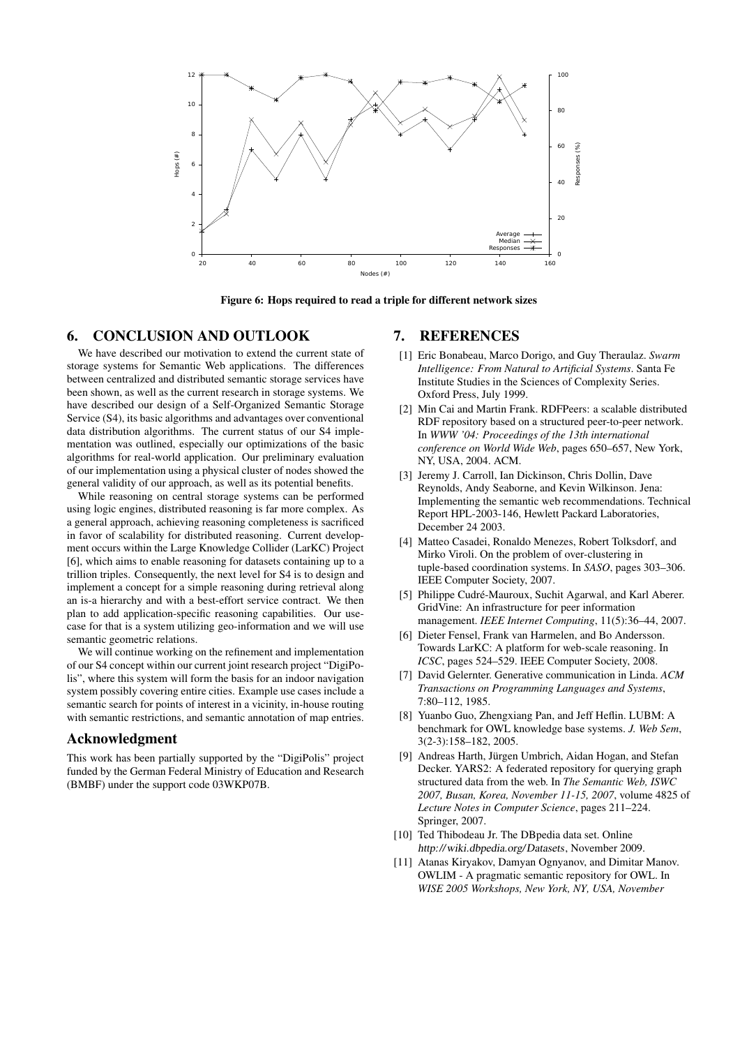Figure 6: Hops required to read a triple for different network sizes

## 6. CONCLUSION AND OUTLOOK

We have described our motivation to extend the current state of storage systems for Semantic Web applications. The differences between centralized and distributed semantic storage services have been shown, as well as the current research in storage systems. We have described our design of a Self-Organized Semantic Storage Service (S4), its basic algorithms and advantages over conventional data distribution algorithms. The current status of our S4 implementation was outlined, especially our optimizations of the basic algorithms for real-world application. Our preliminary evaluation of our implementation using a physical cluster of nodes showed the general validity of our approach, as well as its potential benefits.

While reasoning on central storage systems can be performed using logic engines, distributed reasoning is far more complex. As a general approach, achieving reasoning completeness is sacrificed in favor of scalability for distributed reasoning. Current development occurs within the Large Knowledge Collider (LarKC) Project [6], which aims to enable reasoning for datasets containing up to a trillion triples. Consequently, the next level for S4 is to design and implement a concept for a simple reasoning during retrieval along an is-a hierarchy and with a best-effort service contract. We then plan to add application-specific reasoning capabilities. Our use-case for that is a system utilizing geo-information and we will use semantic geometric relations.

We will continue working on the refinement and implementation of our S4 concept within our current joint research project "DigiPolis", where this system will form the basis for an indoor navigation system possibly covering entire cities. Example use cases include a semantic search for points of interest in a vicinity, in-house routing with semantic restrictions, and semantic annotation of map entries.

## Acknowledgment

This work has been partially supported by the "DigiPolis" project funded by the German Federal Ministry of Education and Research (BMBF) under the support code 03WKP07B.

## 7. REFERENCES

[1] Eric Bonabeau, Marco Dorigo, and Guy Theraulaz. *Swarm Intelligence: From Natural to Artificial Systems*. Santa Fe Institute Studies in the Sciences of Complexity Series. Oxford Press, July 1999.

[2] Min Cai and Martin Frank. RDFPeers: a scalable distributed RDF repository based on a structured peer-to-peer network. In *WWW '04: Proceedings of the 13th international conference on World Wide Web*, pages 650–657, New York, NY, USA, 2004. ACM.

[3] Jeremy J. Carroll, Ian Dickinson, Chris Dollin, Dave Reynolds, Andy Seaborne, and Kevin Wilkinson. Jena: Implementing the semantic web recommendations. Technical Report HPL-2003-146, Hewlett Packard Laboratories, December 24 2003.

[4] Matteo Casadei, Ronaldo Menezes, Robert Tolksdorf, and Mirko Viroli. On the problem of over-clustering in tuple-based coordination systems. In *SASO*, pages 303–306. IEEE Computer Society, 2007.

[5] Philippe Cudré-Mauroux, Suchit Agarwal, and Karl Aberer. GridVine: An infrastructure for peer information management. *IEEE Internet Computing*, 11(5):36–44, 2007.

[6] Dieter Fensel, Frank van Harmelen, and Bo Andersson. Towards LarKC: A platform for web-scale reasoning. In *ICSC*, pages 524–529. IEEE Computer Society, 2008.

[7] David Gelernter. Generative communication in Linda. *ACM Transactions on Programming Languages and Systems*, 7:80–112, 1985.

[8] Yuanbo Guo, Zhengxiang Pan, and Jeff Heflin. LUBM: A benchmark for OWL knowledge base systems. *J. Web Sem*, 3(2-3):158–182, 2005.

[9] Andreas Harth, Jürgen Umbrich, Aidan Hogan, and Stefan Decker. YARS2: A federated repository for querying graph structured data from the web. In *The Semantic Web, ISWC 2007, Busan, Korea, November 11-15, 2007*, volume 4825 of *Lecture Notes in Computer Science*, pages 211–224. Springer, 2007.

[10] Ted Thibodeau Jr. The DBpedia data set. Online *http://wiki.dbpedia.org/Datasets*, November 2009.

[11] Atanas Kiryakov, Damyan Ognyanov, and Dimitar Manov. OWLIM - A pragmatic semantic repository for OWL. In *WISE 2005 Workshops, New York, NY, USA, November*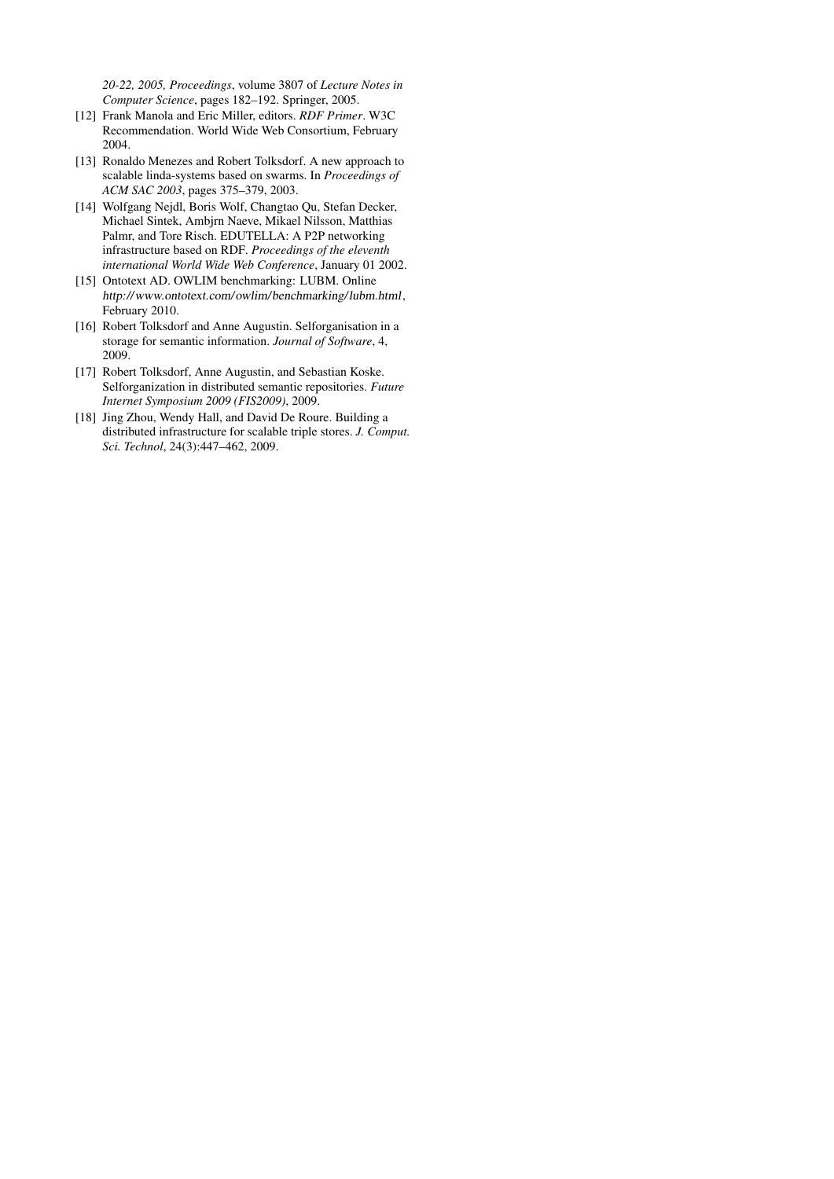*20-22, 2005, Proceedings*, volume 3807 of *Lecture Notes in Computer Science*, pages 182–192. Springer, 2005.

[12] Frank Manola and Eric Miller, editors. *RDF Primer*. W3C Recommendation. World Wide Web Consortium, February 2004.

[13] Ronaldo Menezes and Robert Tolksdorf. A new approach to scalable linda-systems based on swarms. In *Proceedings of ACM SAC 2003*, pages 375–379, 2003.

[14] Wolfgang Nejdl, Boris Wolf, Changtao Qu, Stefan Decker, Michael Sintek, Ambjrn Naeve, Mikael Nilsson, Matthias Palmr, and Tore Risch. EDUTELLA: A P2P networking infrastructure based on RDF. *Proceedings of the eleventh international World Wide Web Conference*, January 01 2002.

[15] Ontotext AD. OWLIM benchmarking: LUBM. Online *http://www.ontotext.com/owlim/benchmarking/lubm.html*, February 2010.

[16] Robert Tolksdorf and Anne Augustin. Selforganisation in a storage for semantic information. *Journal of Software*, 4, 2009.

[17] Robert Tolksdorf, Anne Augustin, and Sebastian Koske. Selforganization in distributed semantic repositories. *Future Internet Symposium 2009 (FIS2009)*, 2009.

[18] Jing Zhou, Wendy Hall, and David De Roure. Building a distributed infrastructure for scalable triple stores. *J. Comput. Sci. Technol*, 24(3):447–462, 2009.